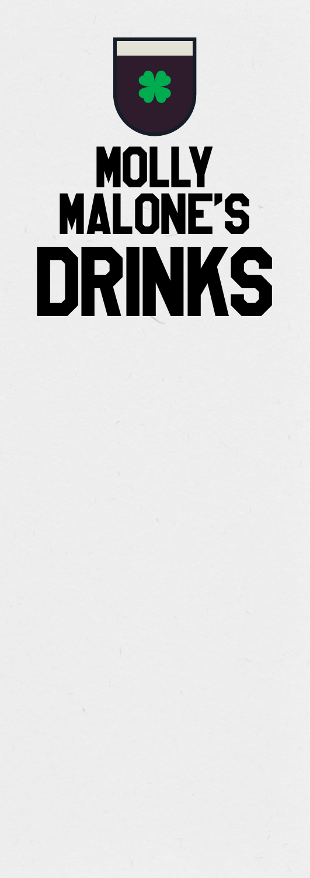# MOLLY MALONE'S DRINKS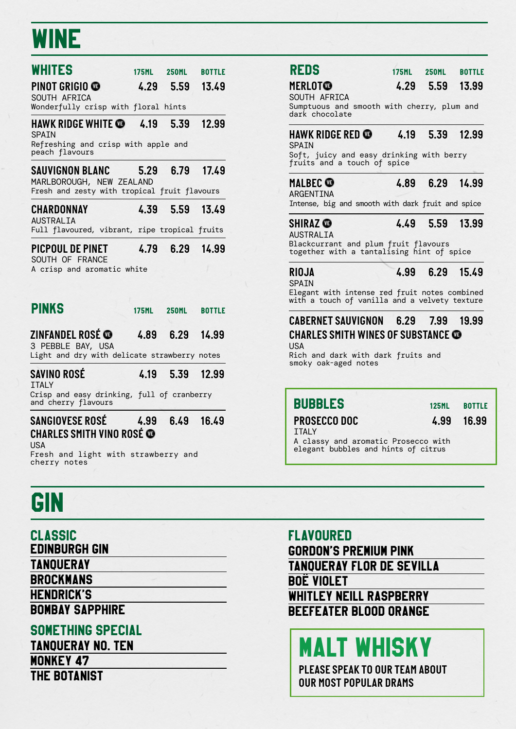# WINE

## WHITES

| | 175ML | 250ML | BOTTLE |
|---|---|---|---|
| **PINOT GRIGIO** (VE)<br>SOUTH AFRICA<br>Wonderfully crisp with floral hints | 4.29 | 5.59 | 13.49 |
| **HAWK RIDGE WHITE** (VE)<br>SPAIN<br>Refreshing and crisp with apple and peach flavours | 4.19 | 5.39 | 12.99 |
| **SAUVIGNON BLANC**<br>MARLBOROUGH, NEW ZEALAND<br>Fresh and zesty with tropical fruit flavours | 5.29 | 6.79 | 17.49 |
| **CHARDONNAY**<br>AUSTRALIA<br>Full flavoured, vibrant, ripe tropical fruits | 4.39 | 5.59 | 13.49 |
| **PICPOUL DE PINET**<br>SOUTH OF FRANCE<br>A crisp and aromatic white | 4.79 | 6.29 | 14.99 |

## PINKS

| | 175ML | 250ML | BOTTLE |
|---|---|---|---|
| **ZINFANDEL ROSÉ** (VE)<br>3 PEBBLE BAY, USA<br>Light and dry with delicate strawberry notes | 4.89 | 6.29 | 14.99 |
| **SAVINO ROSÉ**<br>ITALY<br>Crisp and easy drinking, full of cranberry and cherry flavours | 4.19 | 5.39 | 12.99 |
| **SANGIOVESE ROSÉ CHARLES SMITH VINO ROSÉ** (VE)<br>USA<br>Fresh and light with strawberry and cherry notes | 4.99 | 6.49 | 16.49 |

## REDS

| | 175ML | 250ML | BOTTLE |
|---|---|---|---|
| **MERLOT** (VE)<br>SOUTH AFRICA<br>Sumptuous and smooth with cherry, plum and dark chocolate | 4.29 | 5.59 | 13.99 |
| **HAWK RIDGE RED** (VE)<br>SPAIN<br>Soft, juicy and easy drinking with berry fruits and a touch of spice | 4.19 | 5.39 | 12.99 |
| **MALBEC** (VE)<br>ARGENTINA<br>Intense, big and smooth with dark fruit and spice | 4.89 | 6.29 | 14.99 |
| **SHIRAZ** (VE)<br>AUSTRALIA<br>Blackcurrant and plum fruit flavours together with a tantalising hint of spice | 4.49 | 5.59 | 13.99 |
| **RIOJA**<br>SPAIN<br>Elegant with intense red fruit notes combined with a touch of vanilla and a velvety texture | 4.99 | 6.29 | 15.49 |
| **CABERNET SAUVIGNON CHARLES SMITH WINES OF SUBSTANCE** (VE)<br>USA<br>Rich and dark with dark fruits and smoky oak-aged notes | 6.29 | 7.99 | 19.99 |

## BUBBLES

| | 125ML | BOTTLE |
|---|---|---|
| **PROSECCO DOC**<br>ITALY<br>A classy and aromatic Prosecco with elegant bubbles and hints of citrus | 4.99 | 16.99 |

# GIN

## CLASSIC

- EDINBURGH GIN
- TANQUERAY
- BROCKMANS
- HENDRICK'S
- BOMBAY SAPPHIRE

## SOMETHING SPECIAL

- TANQUERAY NO. TEN
- MONKEY 47
- THE BOTANIST

## FLAVOURED

- GORDON'S PREMIUM PINK
- TANQUERAY FLOR DE SEVILLA
- BOË VIOLET
- WHITLEY NEILL RASPBERRY
- BEEFEATER BLOOD ORANGE

# MALT WHISKY

PLEASE SPEAK TO OUR TEAM ABOUT OUR MOST POPULAR DRAMS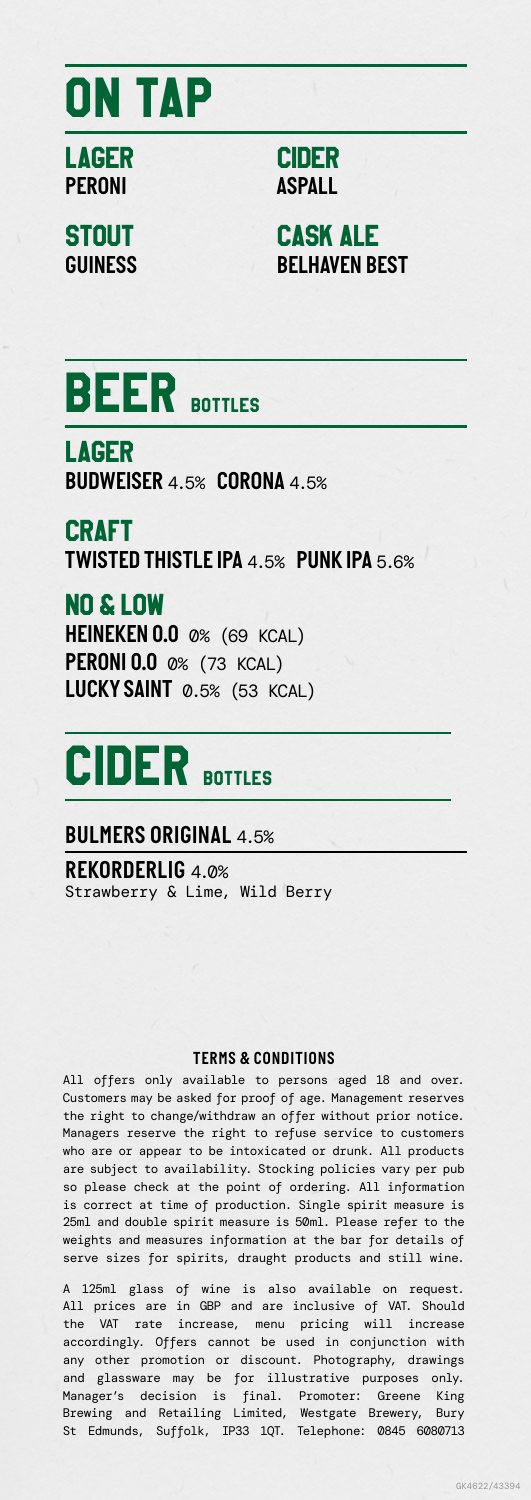# ON TAP

**LAGER**
**PERONI**

**CIDER**
**ASPALL**

**STOUT**
**GUINESS**

**CASK ALE**
**BELHAVEN BEST**

# BEER BOTTLES

## LAGER

**BUDWEISER** 4.5% **CORONA** 4.5%

## CRAFT

**TWISTED THISTLE IPA** 4.5% **PUNK IPA** 5.6%

## NO & LOW

**HEINEKEN 0.0** 0% (69 KCAL)
**PERONI 0.0** 0% (73 KCAL)
**LUCKY SAINT** 0.5% (53 KCAL)

# CIDER BOTTLES

**BULMERS ORIGINAL** 4.5%

**REKORDERLIG** 4.0%
Strawberry & Lime, Wild Berry

### TERMS & CONDITIONS

All offers only available to persons aged 18 and over. Customers may be asked for proof of age. Management reserves the right to change/withdraw an offer without prior notice. Managers reserve the right to refuse service to customers who are or appear to be intoxicated or drunk. All products are subject to availability. Stocking policies vary per pub so please check at the point of ordering. All information is correct at time of production. Single spirit measure is 25ml and double spirit measure is 50ml. Please refer to the weights and measures information at the bar for details of serve sizes for spirits, draught products and still wine.

A 125ml glass of wine is also available on request. All prices are in GBP and are inclusive of VAT. Should the VAT rate increase, menu pricing will increase accordingly. Offers cannot be used in conjunction with any other promotion or discount. Photography, drawings and glassware may be for illustrative purposes only. Manager's decision is final. Promoter: Greene King Brewing and Retailing Limited, Westgate Brewery, Bury St Edmunds, Suffolk, IP33 1QT. Telephone: 0845 6080713

GK4622/43394